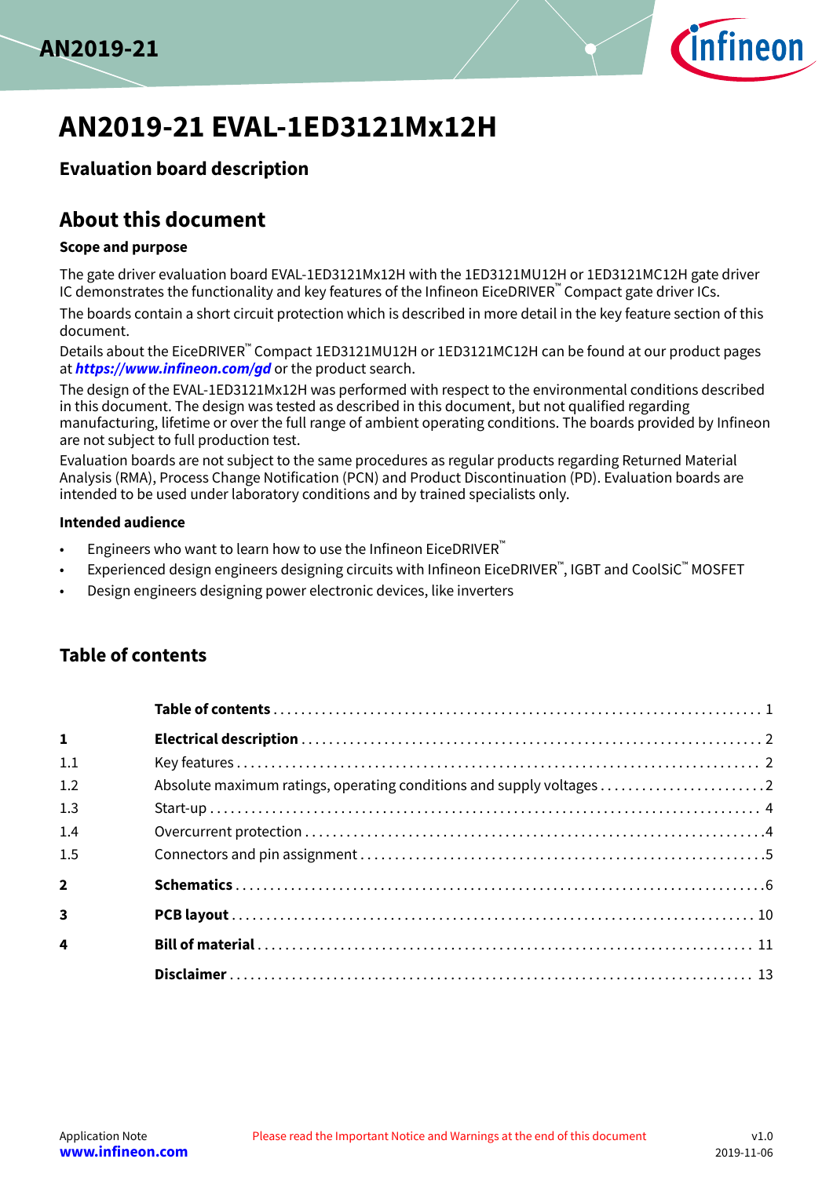# AN2019-21 EVAL-1ED3121Mx12H

## Evaluation board description

## About this document

### Scope and purpose

The gate driver evaluation board EVAL-1ED3121Mx12H with the 1ED3121MU12H or 1ED3121MC12H gate driver IC demonstrates the functionality and key features of the Infineon EiceDRIVER™ Compact gate driver ICs.

The boards contain a short circuit protection which is described in more detail in the key feature section of this document.

Details about the EiceDRIVER™ Compact 1ED3121MU12H or 1ED3121MC12H can be found at our product pages at ***https://www.infineon.com/gd*** or the product search.

The design of the EVAL-1ED3121Mx12H was performed with respect to the environmental conditions described in this document. The design was tested as described in this document, but not qualified regarding manufacturing, lifetime or over the full range of ambient operating conditions. The boards provided by Infineon are not subject to full production test.

Evaluation boards are not subject to the same procedures as regular products regarding Returned Material Analysis (RMA), Process Change Notification (PCN) and Product Discontinuation (PD). Evaluation boards are intended to be used under laboratory conditions and by trained specialists only.

### Intended audience

- Engineers who want to learn how to use the Infineon EiceDRIVER™
- Experienced design engineers designing circuits with Infineon EiceDRIVER™, IGBT and CoolSiC™ MOSFET
- Design engineers designing power electronic devices, like inverters

## Table of contents

| | | |
|---|---|---|
| | **Table of contents** | 1 |
| **1** | **Electrical description** | 2 |
| 1.1 | Key features | 2 |
| 1.2 | Absolute maximum ratings, operating conditions and supply voltages | 2 |
| 1.3 | Start-up | 4 |
| 1.4 | Overcurrent protection | 4 |
| 1.5 | Connectors and pin assignment | 5 |
| **2** | **Schematics** | 6 |
| **3** | **PCB layout** | 10 |
| **4** | **Bill of material** | 11 |
| | **Disclaimer** | 13 |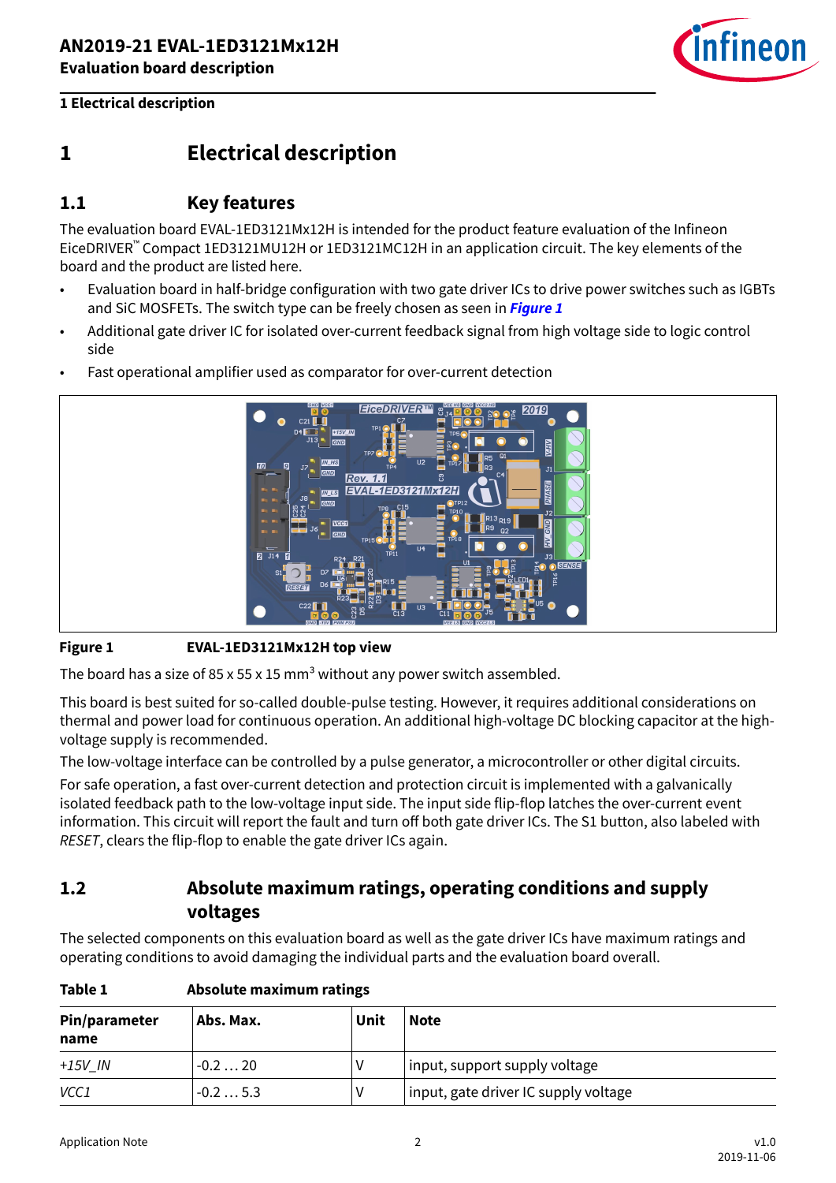# 1 Electrical description

## 1.1 Key features

The evaluation board EVAL-1ED3121Mx12H is intended for the product feature evaluation of the Infineon EiceDRIVER™ Compact 1ED3121MU12H or 1ED3121MC12H in an application circuit. The key elements of the board and the product are listed here.

- Evaluation board in half-bridge configuration with two gate driver ICs to drive power switches such as IGBTs and SiC MOSFETs. The switch type can be freely chosen as seen in ***Figure 1***
- Additional gate driver IC for isolated over-current feedback signal from high voltage side to logic control side
- Fast operational amplifier used as comparator for over-current detection

**Figure 1** **EVAL-1ED3121Mx12H top view**

The board has a size of 85 x 55 x 15 mm³ without any power switch assembled.

This board is best suited for so-called double-pulse testing. However, it requires additional considerations on thermal and power load for continuous operation. An additional high-voltage DC blocking capacitor at the high-voltage supply is recommended.

The low-voltage interface can be controlled by a pulse generator, a microcontroller or other digital circuits.

For safe operation, a fast over-current detection and protection circuit is implemented with a galvanically isolated feedback path to the low-voltage input side. The input side flip-flop latches the over-current event information. This circuit will report the fault and turn off both gate driver ICs. The S1 button, also labeled with *RESET*, clears the flip-flop to enable the gate driver ICs again.

## 1.2 Absolute maximum ratings, operating conditions and supply voltages

The selected components on this evaluation board as well as the gate driver ICs have maximum ratings and operating conditions to avoid damaging the individual parts and the evaluation board overall.

**Table 1** **Absolute maximum ratings**

| Pin/parameter name | Abs. Max. | Unit | Note |
|---|---|---|---|
| *+15V_IN* | -0.2 … 20 | V | input, support supply voltage |
| *VCC1* | -0.2 … 5.3 | V | input, gate driver IC supply voltage |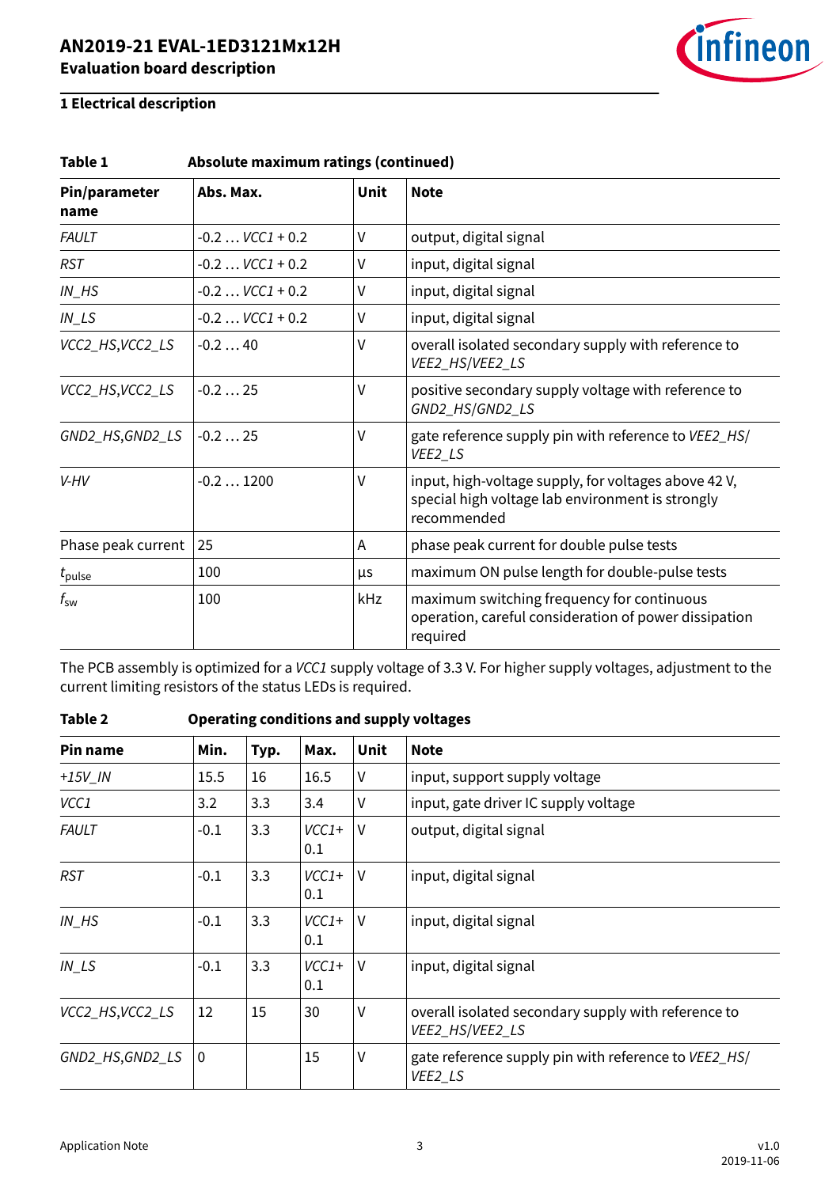## 1 Electrical description

**Table 1 Absolute maximum ratings (continued)**

| Pin/parameter name | Abs. Max. | Unit | Note |
|---|---|---|---|
| *FAULT* | -0.2 … *VCC1* + 0.2 | V | output, digital signal |
| *RST* | -0.2 … *VCC1* + 0.2 | V | input, digital signal |
| *IN_HS* | -0.2 … *VCC1* + 0.2 | V | input, digital signal |
| *IN_LS* | -0.2 … *VCC1* + 0.2 | V | input, digital signal |
| *VCC2_HS,VCC2_LS* | -0.2 … 40 | V | overall isolated secondary supply with reference to *VEE2_HS/VEE2_LS* |
| *VCC2_HS,VCC2_LS* | -0.2 … 25 | V | positive secondary supply voltage with reference to *GND2_HS/GND2_LS* |
| *GND2_HS,GND2_LS* | -0.2 … 25 | V | gate reference supply pin with reference to *VEE2_HS/VEE2_LS* |
| *V-HV* | -0.2 … 1200 | V | input, high-voltage supply, for voltages above 42 V, special high voltage lab environment is strongly recommended |
| Phase peak current | 25 | A | phase peak current for double pulse tests |
| $t_{pulse}$ | 100 | µs | maximum ON pulse length for double-pulse tests |
| $f_{sw}$ | 100 | kHz | maximum switching frequency for continuous operation, careful consideration of power dissipation required |

The PCB assembly is optimized for a *VCC1* supply voltage of 3.3 V. For higher supply voltages, adjustment to the current limiting resistors of the status LEDs is required.

**Table 2 Operating conditions and supply voltages**

| Pin name | Min. | Typ. | Max. | Unit | Note |
|---|---|---|---|---|---|
| *+15V_IN* | 15.5 | 16 | 16.5 | V | input, support supply voltage |
| *VCC1* | 3.2 | 3.3 | 3.4 | V | input, gate driver IC supply voltage |
| *FAULT* | -0.1 | 3.3 | *VCC1*+ 0.1 | V | output, digital signal |
| *RST* | -0.1 | 3.3 | *VCC1*+ 0.1 | V | input, digital signal |
| *IN_HS* | -0.1 | 3.3 | *VCC1*+ 0.1 | V | input, digital signal |
| *IN_LS* | -0.1 | 3.3 | *VCC1*+ 0.1 | V | input, digital signal |
| *VCC2_HS,VCC2_LS* | 12 | 15 | 30 | V | overall isolated secondary supply with reference to *VEE2_HS/VEE2_LS* |
| *GND2_HS,GND2_LS* | 0 | | 15 | V | gate reference supply pin with reference to *VEE2_HS/VEE2_LS* |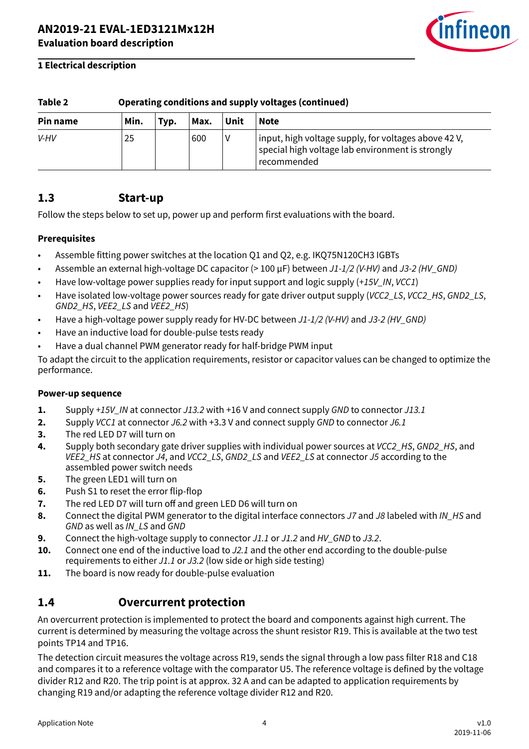**Table 2 Operating conditions and supply voltages (continued)**

| Pin name | Min. | Typ. | Max. | Unit | Note |
|---|---|---|---|---|---|
| *V-HV* | 25 | | 600 | V | input, high voltage supply, for voltages above 42 V, special high voltage lab environment is strongly recommended |

## 1.3 Start-up

Follow the steps below to set up, power up and perform first evaluations with the board.

**Prerequisites**

- Assemble fitting power switches at the location Q1 and Q2, e.g. IKQ75N120CH3 IGBTs
- Assemble an external high-voltage DC capacitor (> 100 µF) between *J1-1/2 (V-HV)* and *J3-2 (HV_GND)*
- Have low-voltage power supplies ready for input support and logic supply (*+15V_IN*, *VCC1*)
- Have isolated low-voltage power sources ready for gate driver output supply (*VCC2_LS*, *VCC2_HS*, *GND2_LS*, *GND2_HS*, *VEE2_LS* and *VEE2_HS*)
- Have a high-voltage power supply ready for HV-DC between *J1-1/2 (V-HV)* and *J3-2 (HV_GND)*
- Have an inductive load for double-pulse tests ready
- Have a dual channel PWM generator ready for half-bridge PWM input

To adapt the circuit to the application requirements, resistor or capacitor values can be changed to optimize the performance.

**Power-up sequence**

1. Supply *+15V_IN* at connector *J13.2* with +16 V and connect supply *GND* to connector *J13.1*
2. Supply *VCC1* at connector *J6.2* with +3.3 V and connect supply *GND* to connector *J6.1*
3. The red LED D7 will turn on
4. Supply both secondary gate driver supplies with individual power sources at *VCC2_HS*, *GND2_HS*, and *VEE2_HS* at connector *J4*, and *VCC2_LS*, *GND2_LS* and *VEE2_LS* at connector *J5* according to the assembled power switch needs
5. The green LED1 will turn on
6. Push S1 to reset the error flip-flop
7. The red LED D7 will turn off and green LED D6 will turn on
8. Connect the digital PWM generator to the digital interface connectors *J7* and *J8* labeled with *IN_HS* and *GND* as well as *IN_LS* and *GND*
9. Connect the high-voltage supply to connector *J1.1* or *J1.2* and *HV_GND* to *J3.2*.
10. Connect one end of the inductive load to *J2.1* and the other end according to the double-pulse requirements to either *J1.1* or *J3.2* (low side or high side testing)
11. The board is now ready for double-pulse evaluation

## 1.4 Overcurrent protection

An overcurrent protection is implemented to protect the board and components against high current. The current is determined by measuring the voltage across the shunt resistor R19. This is available at the two test points TP14 and TP16.

The detection circuit measures the voltage across R19, sends the signal through a low pass filter R18 and C18 and compares it to a reference voltage with the comparator U5. The reference voltage is defined by the voltage divider R12 and R20. The trip point is at approx. 32 A and can be adapted to application requirements by changing R19 and/or adapting the reference voltage divider R12 and R20.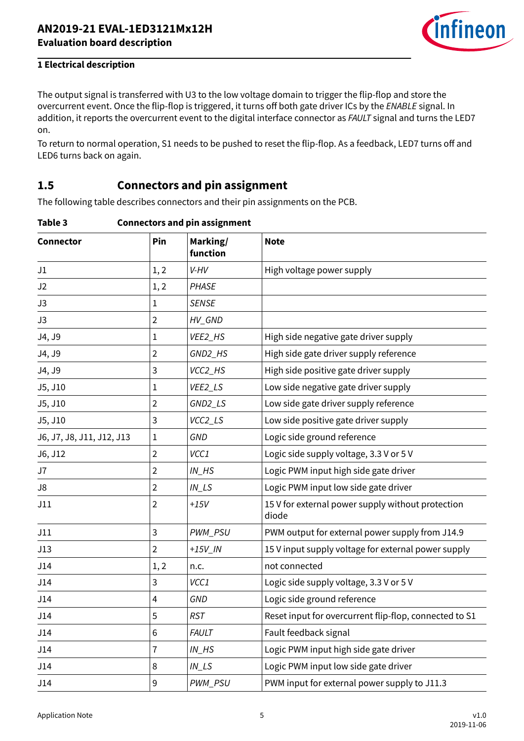The output signal is transferred with U3 to the low voltage domain to trigger the flip-flop and store the overcurrent event. Once the flip-flop is triggered, it turns off both gate driver ICs by the *ENABLE* signal. In addition, it reports the overcurrent event to the digital interface connector as *FAULT* signal and turns the LED7 on.

To return to normal operation, S1 needs to be pushed to reset the flip-flop. As a feedback, LED7 turns off and LED6 turns back on again.

## 1.5 Connectors and pin assignment

The following table describes connectors and their pin assignments on the PCB.

**Table 3 Connectors and pin assignment**

| Connector | Pin | Marking/ function | Note |
|---|---|---|---|
| J1 | 1, 2 | *V-HV* | High voltage power supply |
| J2 | 1, 2 | *PHASE* | |
| J3 | 1 | *SENSE* | |
| J3 | 2 | *HV_GND* | |
| J4, J9 | 1 | *VEE2_HS* | High side negative gate driver supply |
| J4, J9 | 2 | *GND2_HS* | High side gate driver supply reference |
| J4, J9 | 3 | *VCC2_HS* | High side positive gate driver supply |
| J5, J10 | 1 | *VEE2_LS* | Low side negative gate driver supply |
| J5, J10 | 2 | *GND2_LS* | Low side gate driver supply reference |
| J5, J10 | 3 | *VCC2_LS* | Low side positive gate driver supply |
| J6, J7, J8, J11, J12, J13 | 1 | *GND* | Logic side ground reference |
| J6, J12 | 2 | *VCC1* | Logic side supply voltage, 3.3 V or 5 V |
| J7 | 2 | *IN_HS* | Logic PWM input high side gate driver |
| J8 | 2 | *IN_LS* | Logic PWM input low side gate driver |
| J11 | 2 | *+15V* | 15 V for external power supply without protection diode |
| J11 | 3 | *PWM_PSU* | PWM output for external power supply from J14.9 |
| J13 | 2 | *+15V_IN* | 15 V input supply voltage for external power supply |
| J14 | 1, 2 | n.c. | not connected |
| J14 | 3 | *VCC1* | Logic side supply voltage, 3.3 V or 5 V |
| J14 | 4 | *GND* | Logic side ground reference |
| J14 | 5 | *RST* | Reset input for overcurrent flip-flop, connected to S1 |
| J14 | 6 | *FAULT* | Fault feedback signal |
| J14 | 7 | *IN_HS* | Logic PWM input high side gate driver |
| J14 | 8 | *IN_LS* | Logic PWM input low side gate driver |
| J14 | 9 | *PWM_PSU* | PWM input for external power supply to J11.3 |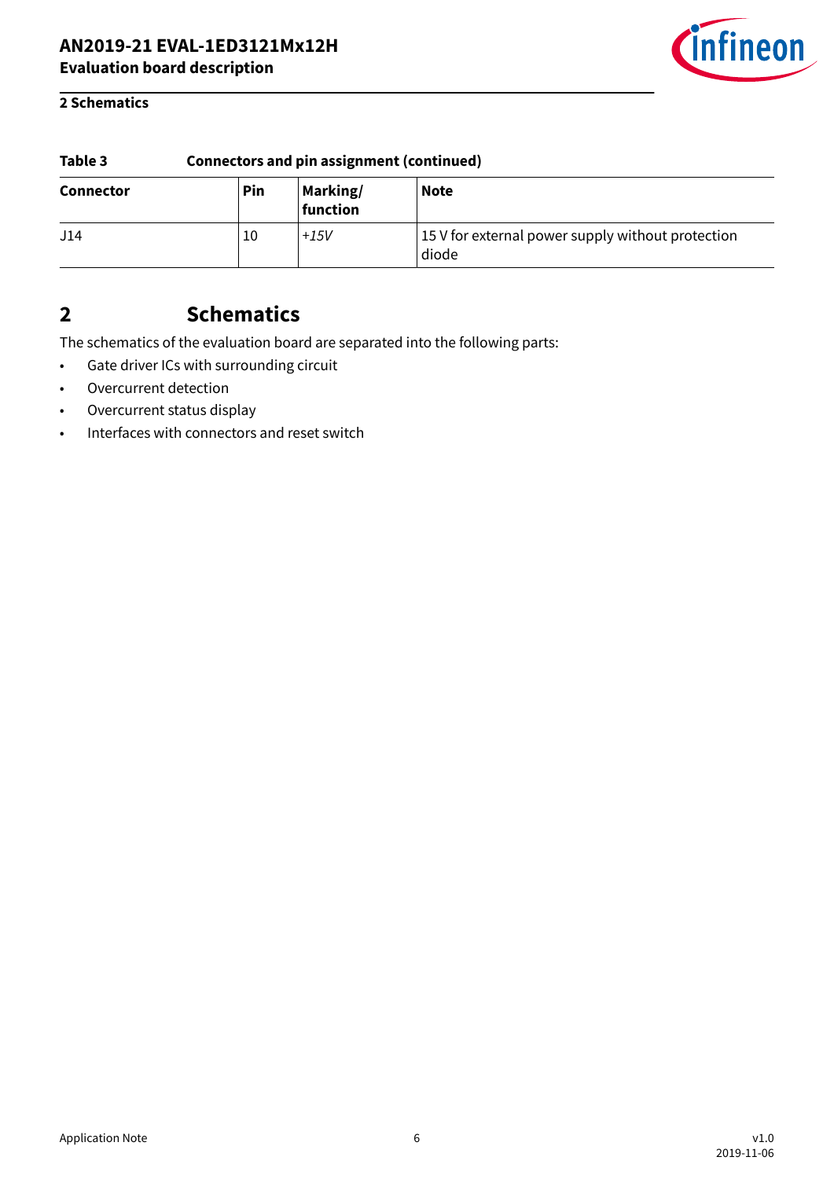**Table 3 Connectors and pin assignment (continued)**

| Connector | Pin | Marking/ function | Note |
|---|---|---|---|
| J14 | 10 | *+15V* | 15 V for external power supply without protection diode |

# 2 Schematics

The schematics of the evaluation board are separated into the following parts:

- Gate driver ICs with surrounding circuit
- Overcurrent detection
- Overcurrent status display
- Interfaces with connectors and reset switch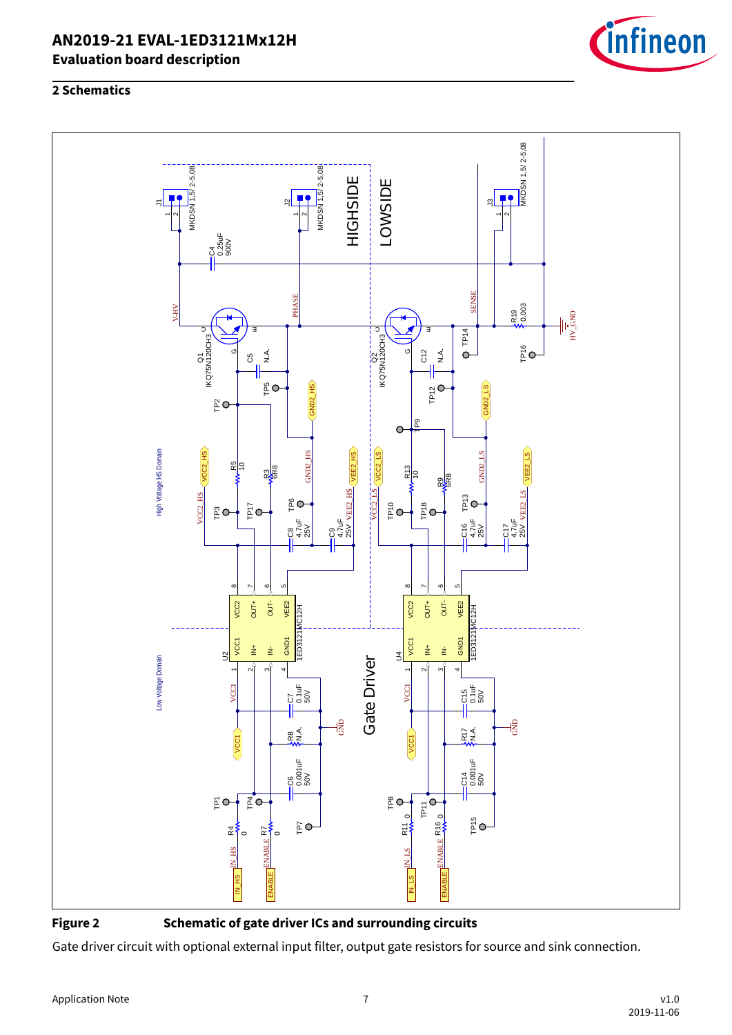## 2 Schematics

**Figure 2** **Schematic of gate driver ICs and surrounding circuits**

Gate driver circuit with optional external input filter, output gate resistors for source and sink connection.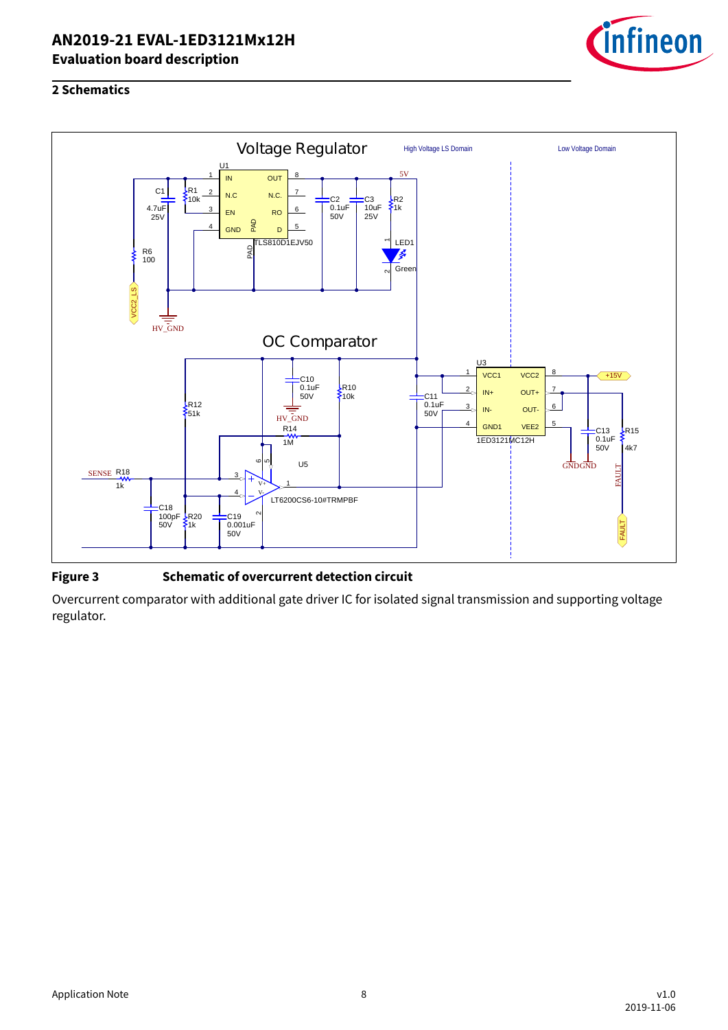## 2 Schematics

**Figure 3** **Schematic of overcurrent detection circuit**

Overcurrent comparator with additional gate driver IC for isolated signal transmission and supporting voltage regulator.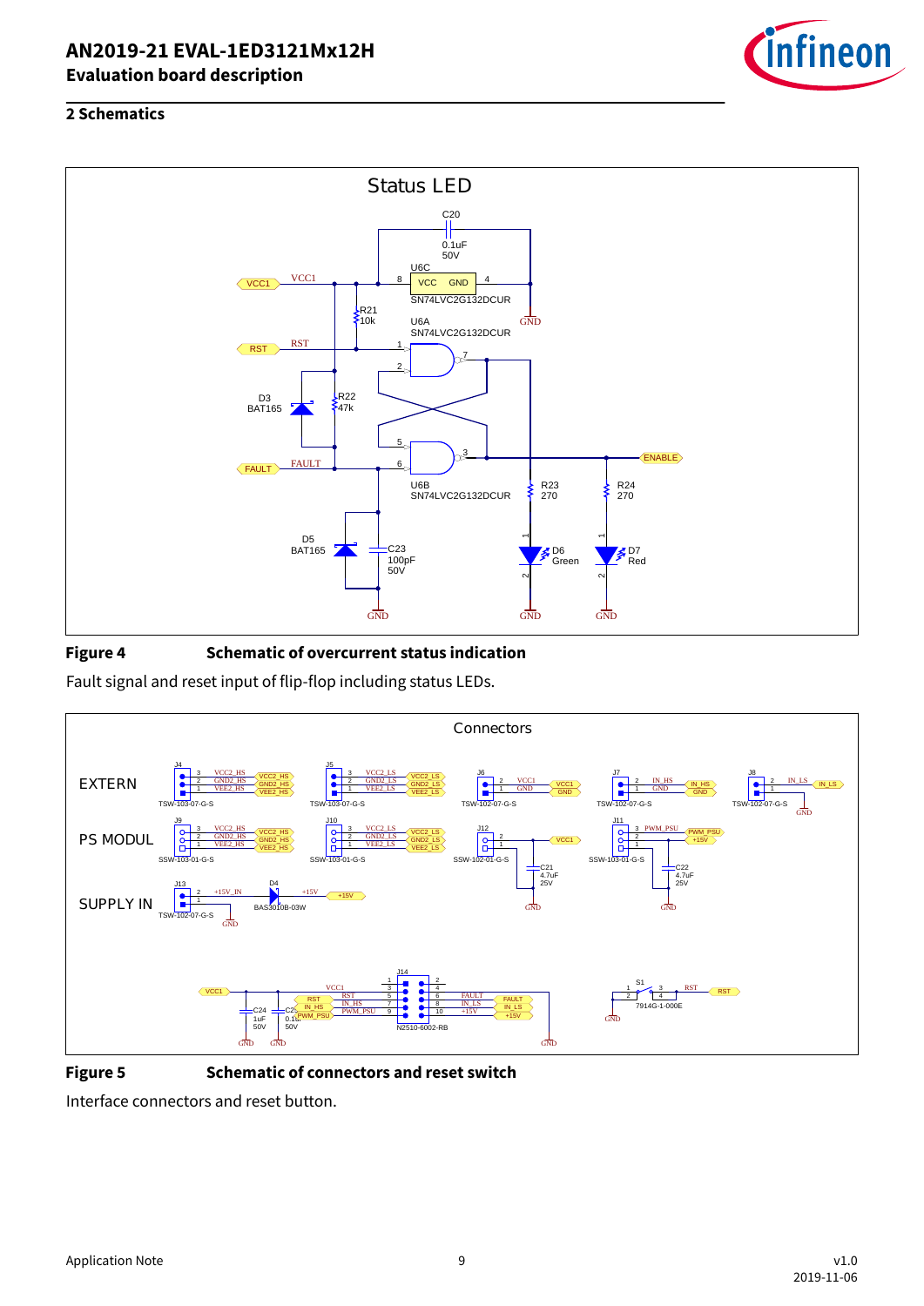## 2 Schematics

**Figure 4** Schematic of overcurrent status indication

Fault signal and reset input of flip-flop including status LEDs.

**Figure 5** Schematic of connectors and reset switch

Interface connectors and reset button.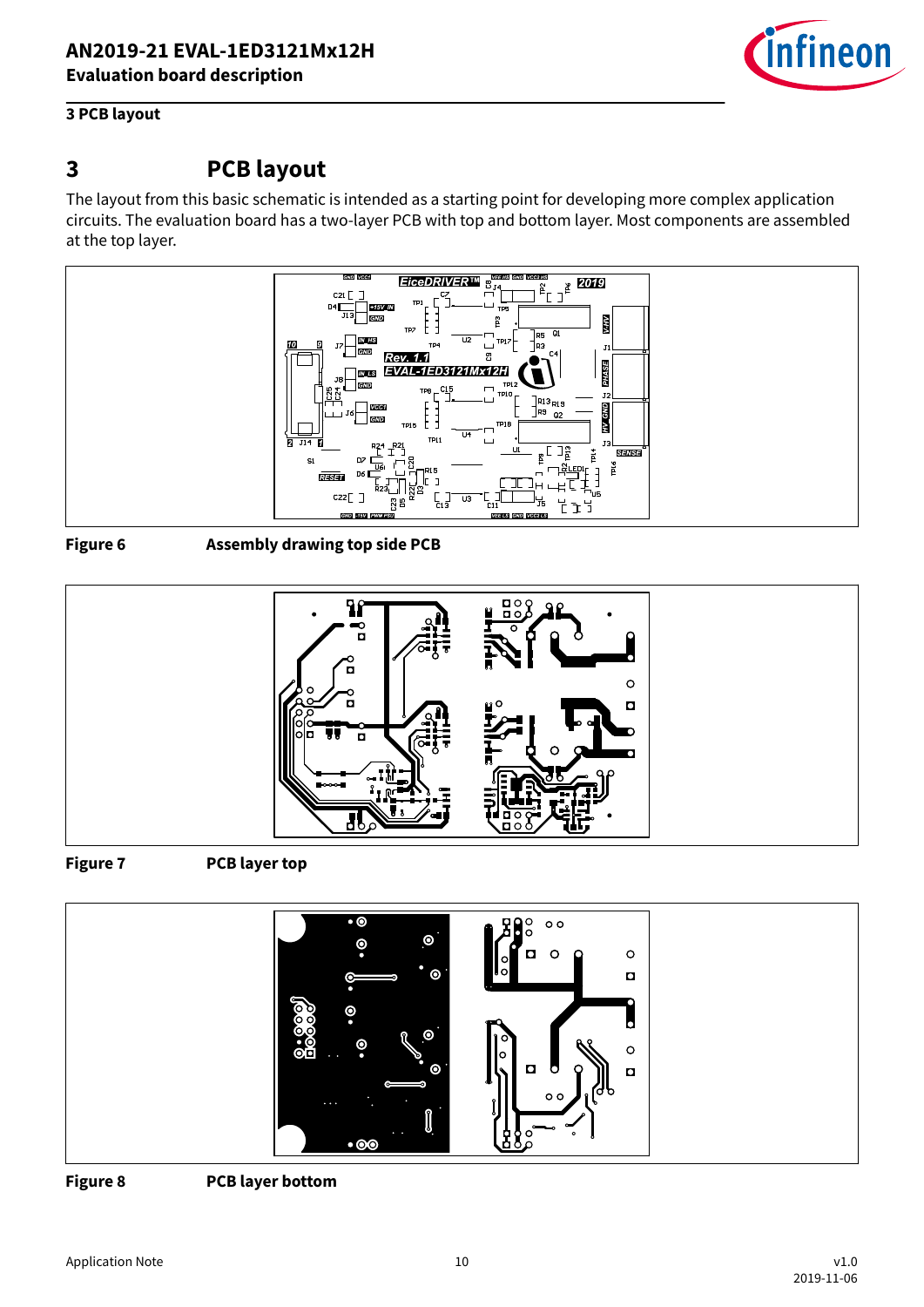# 3 PCB layout

The layout from this basic schematic is intended as a starting point for developing more complex application circuits. The evaluation board has a two-layer PCB with top and bottom layer. Most components are assembled at the top layer.

**Figure 6** **Assembly drawing top side PCB**

**Figure 7** **PCB layer top**

**Figure 8** **PCB layer bottom**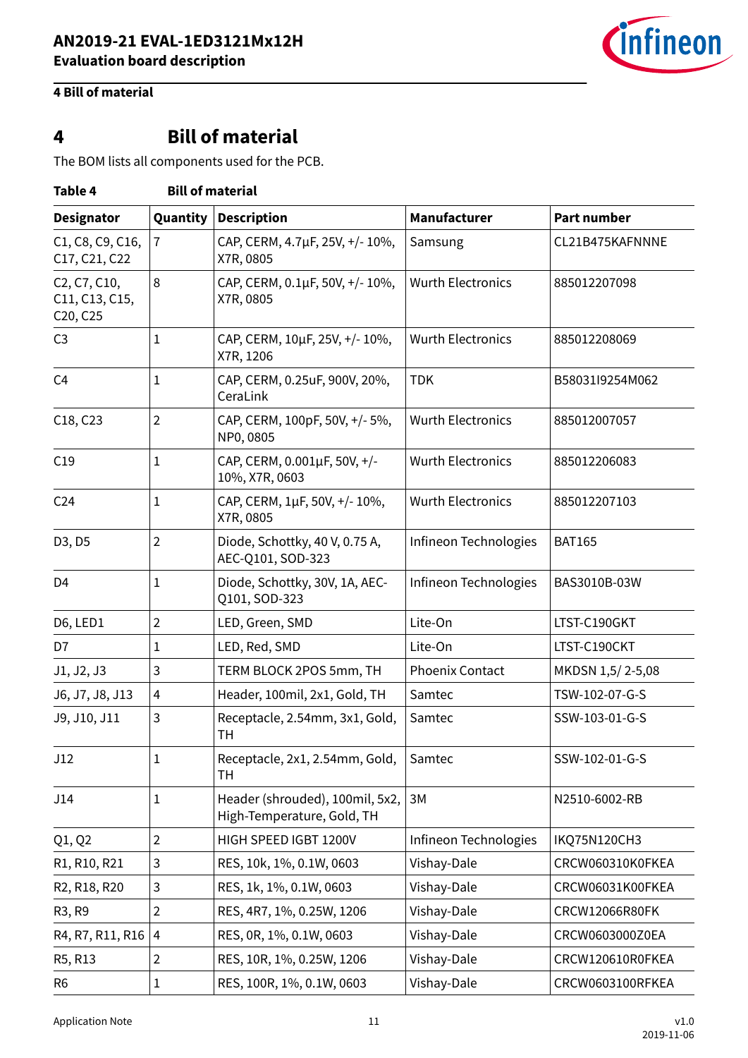# 4 Bill of material

The BOM lists all components used for the PCB.

**Table 4 Bill of material**

| Designator | Quantity | Description | Manufacturer | Part number |
|---|---|---|---|---|
| C1, C8, C9, C16, C17, C21, C22 | 7 | CAP, CERM, 4.7µF, 25V, +/- 10%, X7R, 0805 | Samsung | CL21B475KAFNNNE |
| C2, C7, C10, C11, C13, C15, C20, C25 | 8 | CAP, CERM, 0.1µF, 50V, +/- 10%, X7R, 0805 | Wurth Electronics | 885012207098 |
| C3 | 1 | CAP, CERM, 10µF, 25V, +/- 10%, X7R, 1206 | Wurth Electronics | 885012208069 |
| C4 | 1 | CAP, CERM, 0.25uF, 900V, 20%, CeraLink | TDK | B58031I9254M062 |
| C18, C23 | 2 | CAP, CERM, 100pF, 50V, +/- 5%, NP0, 0805 | Wurth Electronics | 885012007057 |
| C19 | 1 | CAP, CERM, 0.001µF, 50V, +/- 10%, X7R, 0603 | Wurth Electronics | 885012206083 |
| C24 | 1 | CAP, CERM, 1µF, 50V, +/- 10%, X7R, 0805 | Wurth Electronics | 885012207103 |
| D3, D5 | 2 | Diode, Schottky, 40 V, 0.75 A, AEC-Q101, SOD-323 | Infineon Technologies | BAT165 |
| D4 | 1 | Diode, Schottky, 30V, 1A, AEC-Q101, SOD-323 | Infineon Technologies | BAS3010B-03W |
| D6, LED1 | 2 | LED, Green, SMD | Lite-On | LTST-C190GKT |
| D7 | 1 | LED, Red, SMD | Lite-On | LTST-C190CKT |
| J1, J2, J3 | 3 | TERM BLOCK 2POS 5mm, TH | Phoenix Contact | MKDSN 1,5/ 2-5,08 |
| J6, J7, J8, J13 | 4 | Header, 100mil, 2x1, Gold, TH | Samtec | TSW-102-07-G-S |
| J9, J10, J11 | 3 | Receptacle, 2.54mm, 3x1, Gold, TH | Samtec | SSW-103-01-G-S |
| J12 | 1 | Receptacle, 2x1, 2.54mm, Gold, TH | Samtec | SSW-102-01-G-S |
| J14 | 1 | Header (shrouded), 100mil, 5x2, High-Temperature, Gold, TH | 3M | N2510-6002-RB |
| Q1, Q2 | 2 | HIGH SPEED IGBT 1200V | Infineon Technologies | IKQ75N120CH3 |
| R1, R10, R21 | 3 | RES, 10k, 1%, 0.1W, 0603 | Vishay-Dale | CRCW060310K0FKEA |
| R2, R18, R20 | 3 | RES, 1k, 1%, 0.1W, 0603 | Vishay-Dale | CRCW06031K00FKEA |
| R3, R9 | 2 | RES, 4R7, 1%, 0.25W, 1206 | Vishay-Dale | CRCW12066R80FK |
| R4, R7, R11, R16 | 4 | RES, 0R, 1%, 0.1W, 0603 | Vishay-Dale | CRCW0603000Z0EA |
| R5, R13 | 2 | RES, 10R, 1%, 0.25W, 1206 | Vishay-Dale | CRCW120610R0FKEA |
| R6 | 1 | RES, 100R, 1%, 0.1W, 0603 | Vishay-Dale | CRCW0603100RFKEA |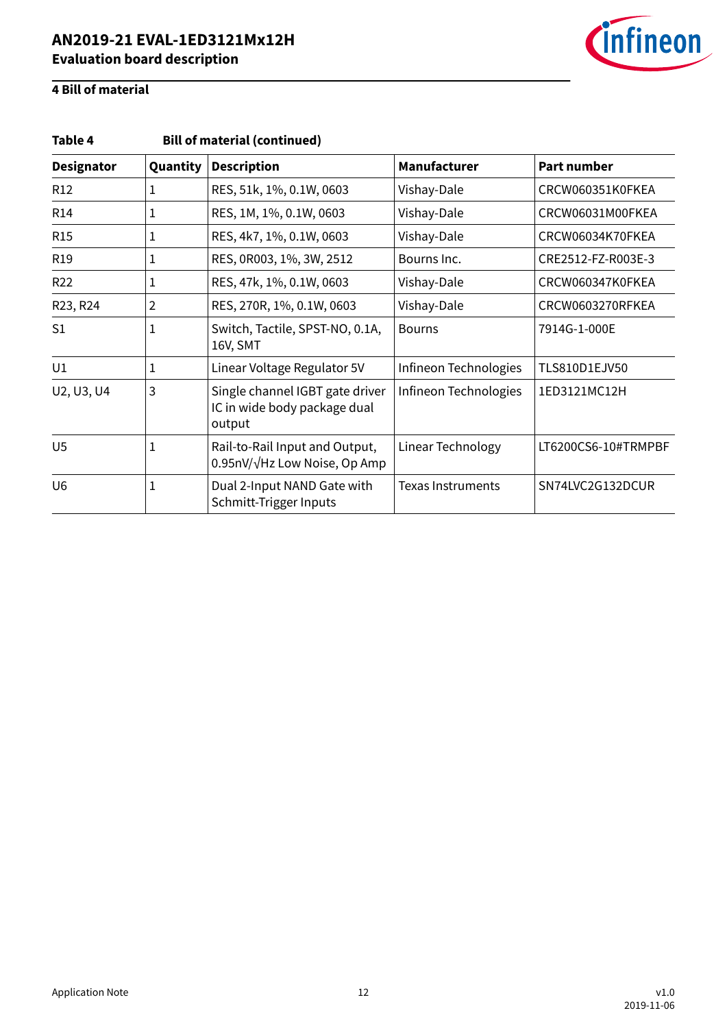**Table 4 Bill of material (continued)**

| Designator | Quantity | Description | Manufacturer | Part number |
|---|---|---|---|---|
| R12 | 1 | RES, 51k, 1%, 0.1W, 0603 | Vishay-Dale | CRCW060351K0FKEA |
| R14 | 1 | RES, 1M, 1%, 0.1W, 0603 | Vishay-Dale | CRCW06031M00FKEA |
| R15 | 1 | RES, 4k7, 1%, 0.1W, 0603 | Vishay-Dale | CRCW06034K70FKEA |
| R19 | 1 | RES, 0R003, 1%, 3W, 2512 | Bourns Inc. | CRE2512-FZ-R003E-3 |
| R22 | 1 | RES, 47k, 1%, 0.1W, 0603 | Vishay-Dale | CRCW060347K0FKEA |
| R23, R24 | 2 | RES, 270R, 1%, 0.1W, 0603 | Vishay-Dale | CRCW0603270RFKEA |
| S1 | 1 | Switch, Tactile, SPST-NO, 0.1A, 16V, SMT | Bourns | 7914G-1-000E |
| U1 | 1 | Linear Voltage Regulator 5V | Infineon Technologies | TLS810D1EJV50 |
| U2, U3, U4 | 3 | Single channel IGBT gate driver IC in wide body package dual output | Infineon Technologies | 1ED3121MC12H |
| U5 | 1 | Rail-to-Rail Input and Output, 0.95nV/√Hz Low Noise, Op Amp | Linear Technology | LT6200CS6-10#TRMPBF |
| U6 | 1 | Dual 2-Input NAND Gate with Schmitt-Trigger Inputs | Texas Instruments | SN74LVC2G132DCUR |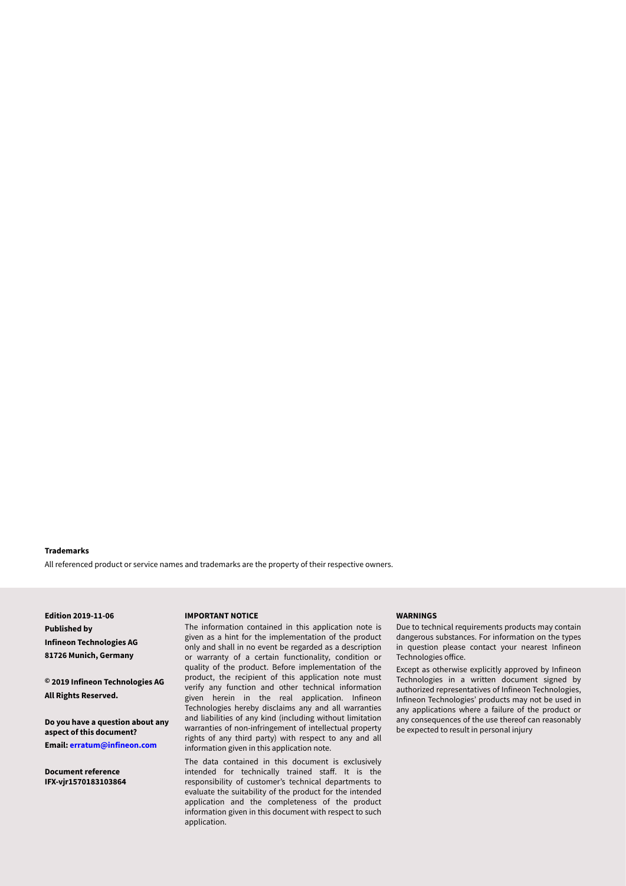**Trademarks**

All referenced product or service names and trademarks are the property of their respective owners.

**Edition 2019-11-06**

**Published by**

**Infineon Technologies AG**

**81726 Munich, Germany**

**© 2019 Infineon Technologies AG**

**All Rights Reserved.**

**Do you have a question about any aspect of this document?**

**Email: erratum@infineon.com**

**Document reference**
**IFX-vjr1570183103864**

**IMPORTANT NOTICE**

The information contained in this application note is given as a hint for the implementation of the product only and shall in no event be regarded as a description or warranty of a certain functionality, condition or quality of the product. Before implementation of the product, the recipient of this application note must verify any function and other technical information given herein in the real application. Infineon Technologies hereby disclaims any and all warranties and liabilities of any kind (including without limitation warranties of non-infringement of intellectual property rights of any third party) with respect to any and all information given in this application note.

The data contained in this document is exclusively intended for technically trained staff. It is the responsibility of customer's technical departments to evaluate the suitability of the product for the intended application and the completeness of the product information given in this document with respect to such application.

**WARNINGS**

Due to technical requirements products may contain dangerous substances. For information on the types in question please contact your nearest Infineon Technologies office.

Except as otherwise explicitly approved by Infineon Technologies in a written document signed by authorized representatives of Infineon Technologies, Infineon Technologies' products may not be used in any applications where a failure of the product or any consequences of the use thereof can reasonably be expected to result in personal injury